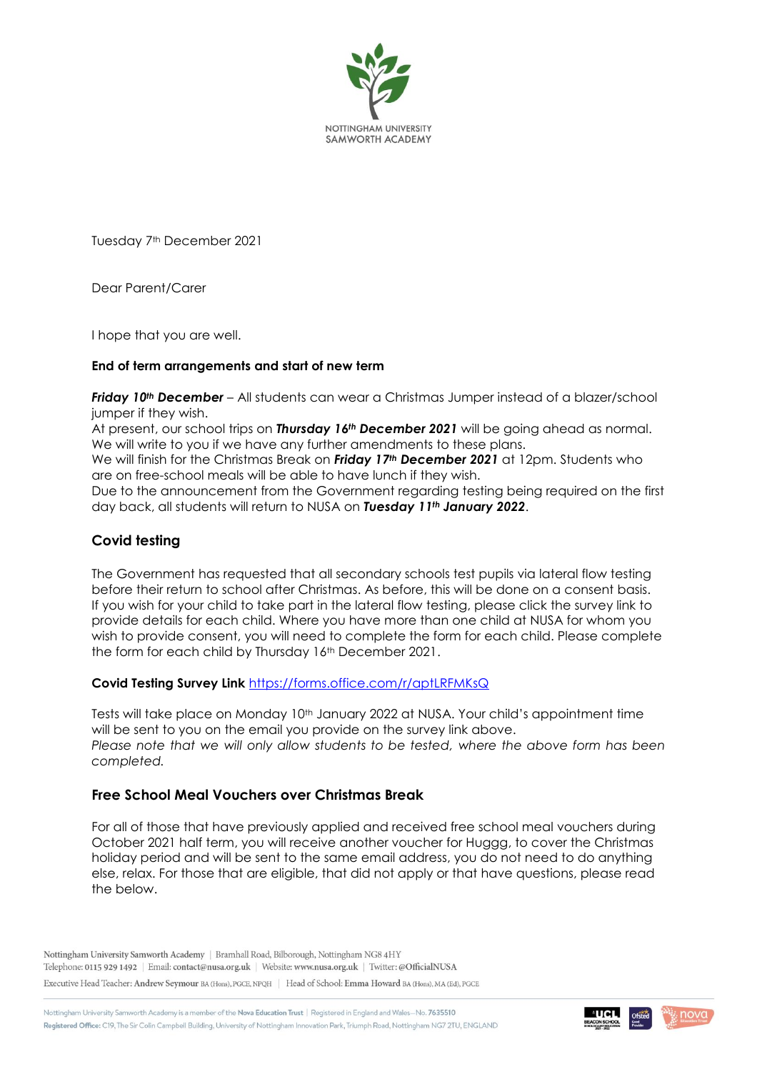NOTTINGHAM UNIVERSITY SAMWORTH ACADEMY

Tuesday 7th December 2021

Dear Parent/Carer

I hope that you are well.

**End of term arrangements and start of new term**

***Friday 10th December*** – All students can wear a Christmas Jumper instead of a blazer/school jumper if they wish.
At present, our school trips on ***Thursday 16th December 2021*** will be going ahead as normal. We will write to you if we have any further amendments to these plans.
We will finish for the Christmas Break on ***Friday 17th December 2021*** at 12pm. Students who are on free-school meals will be able to have lunch if they wish.
Due to the announcement from the Government regarding testing being required on the first day back, all students will return to NUSA on ***Tuesday 11th January 2022***.

## Covid testing

The Government has requested that all secondary schools test pupils via lateral flow testing before their return to school after Christmas. As before, this will be done on a consent basis. If you wish for your child to take part in the lateral flow testing, please click the survey link to provide details for each child. Where you have more than one child at NUSA for whom you wish to provide consent, you will need to complete the form for each child. Please complete the form for each child by Thursday 16th December 2021.

**Covid Testing Survey Link** https://forms.office.com/r/aptLRFMKsQ

Tests will take place on Monday 10th January 2022 at NUSA. Your child's appointment time will be sent to you on the email you provide on the survey link above.
*Please note that we will only allow students to be tested, where the above form has been completed.*

## Free School Meal Vouchers over Christmas Break

For all of those that have previously applied and received free school meal vouchers during October 2021 half term, you will receive another voucher for Huggg, to cover the Christmas holiday period and will be sent to the same email address, you do not need to do anything else, relax. For those that are eligible, that did not apply or that have questions, please read the below.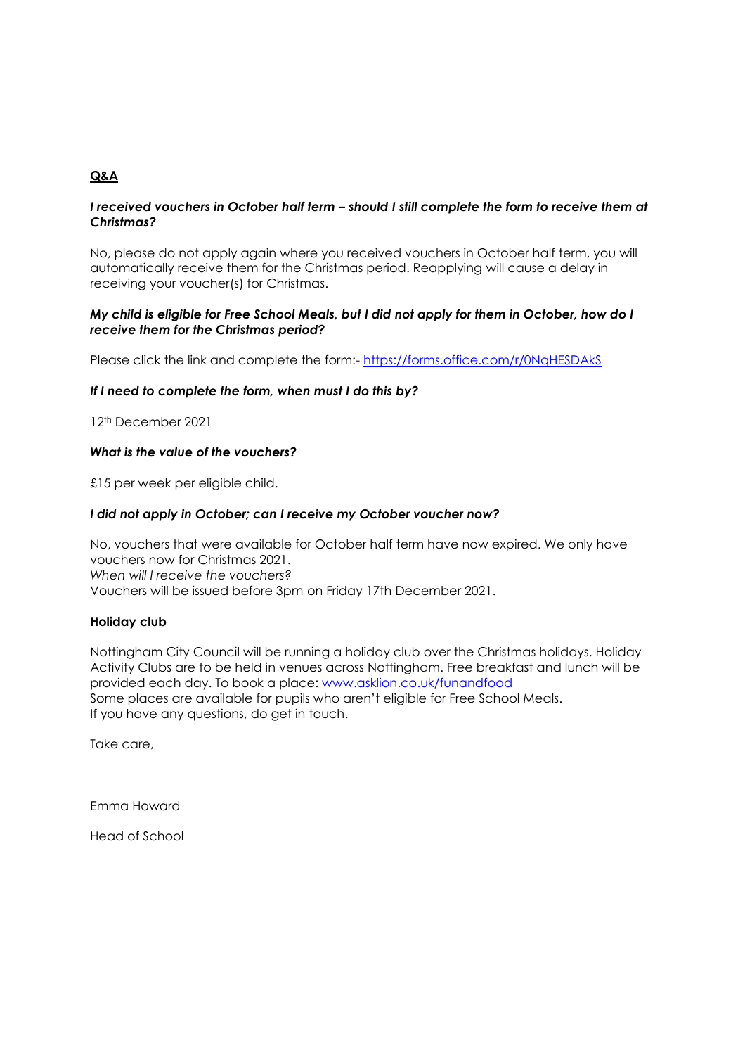**Q&A**

***I received vouchers in October half term – should I still complete the form to receive them at Christmas?***

No, please do not apply again where you received vouchers in October half term, you will automatically receive them for the Christmas period. Reapplying will cause a delay in receiving your voucher(s) for Christmas.

***My child is eligible for Free School Meals, but I did not apply for them in October, how do I receive them for the Christmas period?***

Please click the link and complete the form:- [https://forms.office.com/r/0NqHESDAkS](https://forms.office.com/r/0NqHESDAkS)

***If I need to complete the form, when must I do this by?***

12th December 2021

***What is the value of the vouchers?***

£15 per week per eligible child.

***I did not apply in October; can I receive my October voucher now?***

No, vouchers that were available for October half term have now expired. We only have vouchers now for Christmas 2021.
*When will I receive the vouchers?*
Vouchers will be issued before 3pm on Friday 17th December 2021.

**Holiday club**

Nottingham City Council will be running a holiday club over the Christmas holidays. Holiday Activity Clubs are to be held in venues across Nottingham. Free breakfast and lunch will be provided each day. To book a place: [www.asklion.co.uk/funandfood](www.asklion.co.uk/funandfood)
Some places are available for pupils who aren't eligible for Free School Meals.
If you have any questions, do get in touch.

Take care,

Emma Howard

Head of School